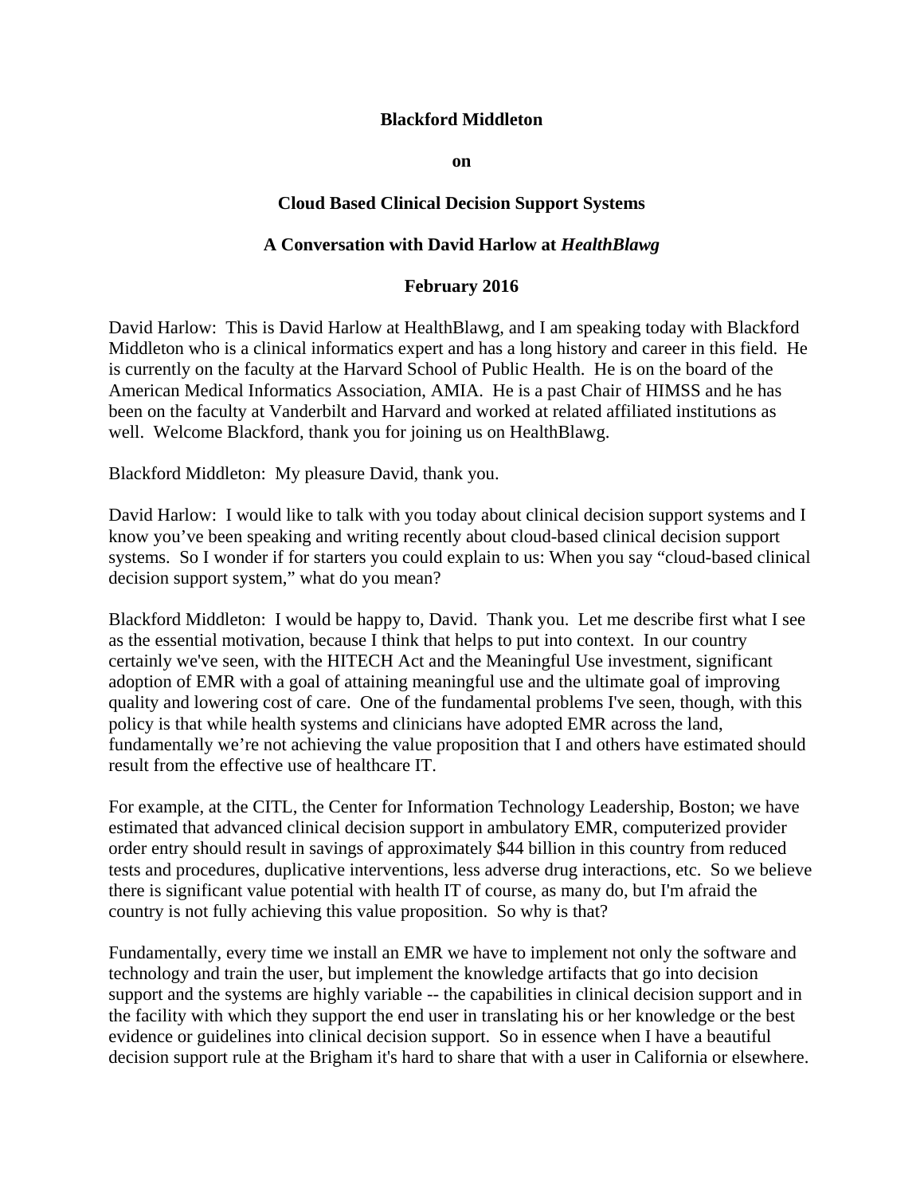**Blackford Middleton**

**on**

**Cloud Based Clinical Decision Support Systems**

**A Conversation with David Harlow at *HealthBlawg***

**February 2016**

David Harlow: This is David Harlow at HealthBlawg, and I am speaking today with Blackford Middleton who is a clinical informatics expert and has a long history and career in this field. He is currently on the faculty at the Harvard School of Public Health. He is on the board of the American Medical Informatics Association, AMIA. He is a past Chair of HIMSS and he has been on the faculty at Vanderbilt and Harvard and worked at related affiliated institutions as well. Welcome Blackford, thank you for joining us on HealthBlawg.

Blackford Middleton: My pleasure David, thank you.

David Harlow: I would like to talk with you today about clinical decision support systems and I know you've been speaking and writing recently about cloud-based clinical decision support systems. So I wonder if for starters you could explain to us: When you say "cloud-based clinical decision support system," what do you mean?

Blackford Middleton: I would be happy to, David. Thank you. Let me describe first what I see as the essential motivation, because I think that helps to put into context. In our country certainly we've seen, with the HITECH Act and the Meaningful Use investment, significant adoption of EMR with a goal of attaining meaningful use and the ultimate goal of improving quality and lowering cost of care. One of the fundamental problems I've seen, though, with this policy is that while health systems and clinicians have adopted EMR across the land, fundamentally we're not achieving the value proposition that I and others have estimated should result from the effective use of healthcare IT.

For example, at the CITL, the Center for Information Technology Leadership, Boston; we have estimated that advanced clinical decision support in ambulatory EMR, computerized provider order entry should result in savings of approximately $44 billion in this country from reduced tests and procedures, duplicative interventions, less adverse drug interactions, etc. So we believe there is significant value potential with health IT of course, as many do, but I'm afraid the country is not fully achieving this value proposition. So why is that?

Fundamentally, every time we install an EMR we have to implement not only the software and technology and train the user, but implement the knowledge artifacts that go into decision support and the systems are highly variable -- the capabilities in clinical decision support and in the facility with which they support the end user in translating his or her knowledge or the best evidence or guidelines into clinical decision support. So in essence when I have a beautiful decision support rule at the Brigham it's hard to share that with a user in California or elsewhere.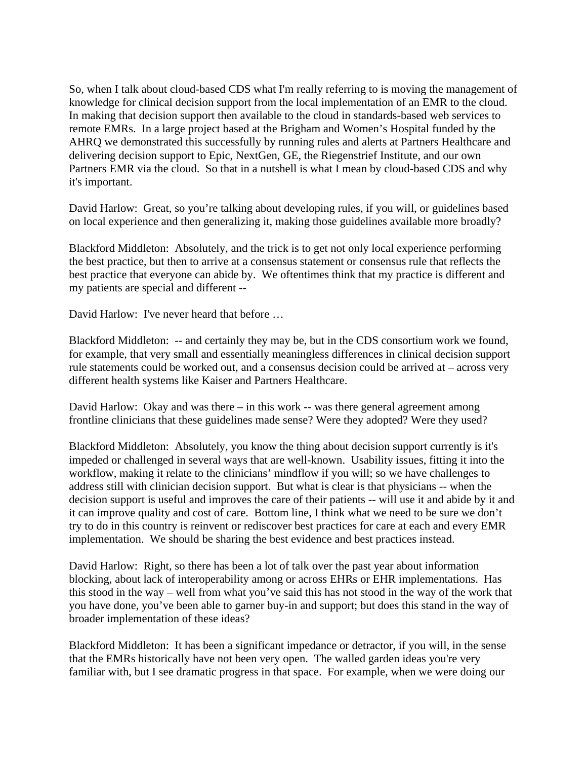So, when I talk about cloud-based CDS what I'm really referring to is moving the management of knowledge for clinical decision support from the local implementation of an EMR to the cloud. In making that decision support then available to the cloud in standards-based web services to remote EMRs. In a large project based at the Brigham and Women's Hospital funded by the AHRQ we demonstrated this successfully by running rules and alerts at Partners Healthcare and delivering decision support to Epic, NextGen, GE, the Riegenstrief Institute, and our own Partners EMR via the cloud. So that in a nutshell is what I mean by cloud-based CDS and why it's important.

David Harlow: Great, so you're talking about developing rules, if you will, or guidelines based on local experience and then generalizing it, making those guidelines available more broadly?

Blackford Middleton: Absolutely, and the trick is to get not only local experience performing the best practice, but then to arrive at a consensus statement or consensus rule that reflects the best practice that everyone can abide by. We oftentimes think that my practice is different and my patients are special and different --

David Harlow: I've never heard that before …

Blackford Middleton: -- and certainly they may be, but in the CDS consortium work we found, for example, that very small and essentially meaningless differences in clinical decision support rule statements could be worked out, and a consensus decision could be arrived at – across very different health systems like Kaiser and Partners Healthcare.

David Harlow: Okay and was there – in this work -- was there general agreement among frontline clinicians that these guidelines made sense? Were they adopted? Were they used?

Blackford Middleton: Absolutely, you know the thing about decision support currently is it's impeded or challenged in several ways that are well-known. Usability issues, fitting it into the workflow, making it relate to the clinicians' mindflow if you will; so we have challenges to address still with clinician decision support. But what is clear is that physicians -- when the decision support is useful and improves the care of their patients -- will use it and abide by it and it can improve quality and cost of care. Bottom line, I think what we need to be sure we don't try to do in this country is reinvent or rediscover best practices for care at each and every EMR implementation. We should be sharing the best evidence and best practices instead.

David Harlow: Right, so there has been a lot of talk over the past year about information blocking, about lack of interoperability among or across EHRs or EHR implementations. Has this stood in the way – well from what you've said this has not stood in the way of the work that you have done, you've been able to garner buy-in and support; but does this stand in the way of broader implementation of these ideas?

Blackford Middleton: It has been a significant impedance or detractor, if you will, in the sense that the EMRs historically have not been very open. The walled garden ideas you're very familiar with, but I see dramatic progress in that space. For example, when we were doing our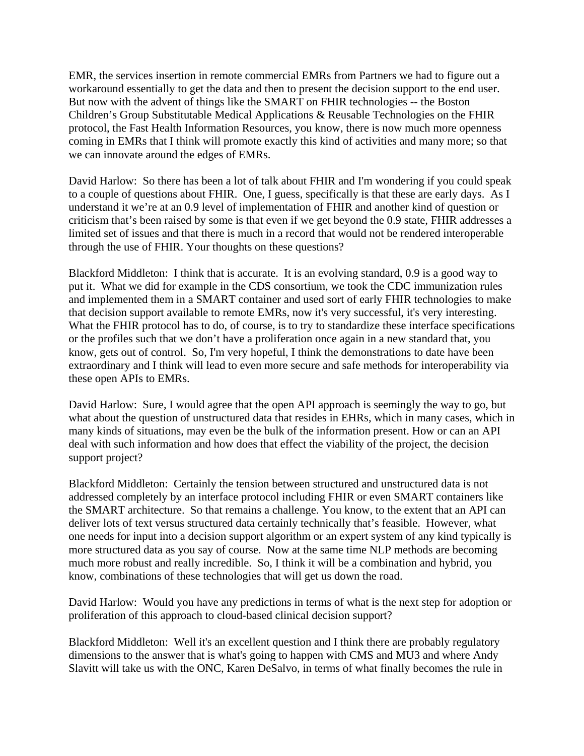EMR, the services insertion in remote commercial EMRs from Partners we had to figure out a workaround essentially to get the data and then to present the decision support to the end user. But now with the advent of things like the SMART on FHIR technologies -- the Boston Children's Group Substitutable Medical Applications & Reusable Technologies on the FHIR protocol, the Fast Health Information Resources, you know, there is now much more openness coming in EMRs that I think will promote exactly this kind of activities and many more; so that we can innovate around the edges of EMRs.

David Harlow: So there has been a lot of talk about FHIR and I'm wondering if you could speak to a couple of questions about FHIR. One, I guess, specifically is that these are early days. As I understand it we're at an 0.9 level of implementation of FHIR and another kind of question or criticism that's been raised by some is that even if we get beyond the 0.9 state, FHIR addresses a limited set of issues and that there is much in a record that would not be rendered interoperable through the use of FHIR. Your thoughts on these questions?

Blackford Middleton: I think that is accurate. It is an evolving standard, 0.9 is a good way to put it. What we did for example in the CDS consortium, we took the CDC immunization rules and implemented them in a SMART container and used sort of early FHIR technologies to make that decision support available to remote EMRs, now it's very successful, it's very interesting. What the FHIR protocol has to do, of course, is to try to standardize these interface specifications or the profiles such that we don't have a proliferation once again in a new standard that, you know, gets out of control. So, I'm very hopeful, I think the demonstrations to date have been extraordinary and I think will lead to even more secure and safe methods for interoperability via these open APIs to EMRs.

David Harlow: Sure, I would agree that the open API approach is seemingly the way to go, but what about the question of unstructured data that resides in EHRs, which in many cases, which in many kinds of situations, may even be the bulk of the information present. How or can an API deal with such information and how does that effect the viability of the project, the decision support project?

Blackford Middleton: Certainly the tension between structured and unstructured data is not addressed completely by an interface protocol including FHIR or even SMART containers like the SMART architecture. So that remains a challenge. You know, to the extent that an API can deliver lots of text versus structured data certainly technically that's feasible. However, what one needs for input into a decision support algorithm or an expert system of any kind typically is more structured data as you say of course. Now at the same time NLP methods are becoming much more robust and really incredible. So, I think it will be a combination and hybrid, you know, combinations of these technologies that will get us down the road.

David Harlow: Would you have any predictions in terms of what is the next step for adoption or proliferation of this approach to cloud-based clinical decision support?

Blackford Middleton: Well it's an excellent question and I think there are probably regulatory dimensions to the answer that is what's going to happen with CMS and MU3 and where Andy Slavitt will take us with the ONC, Karen DeSalvo, in terms of what finally becomes the rule in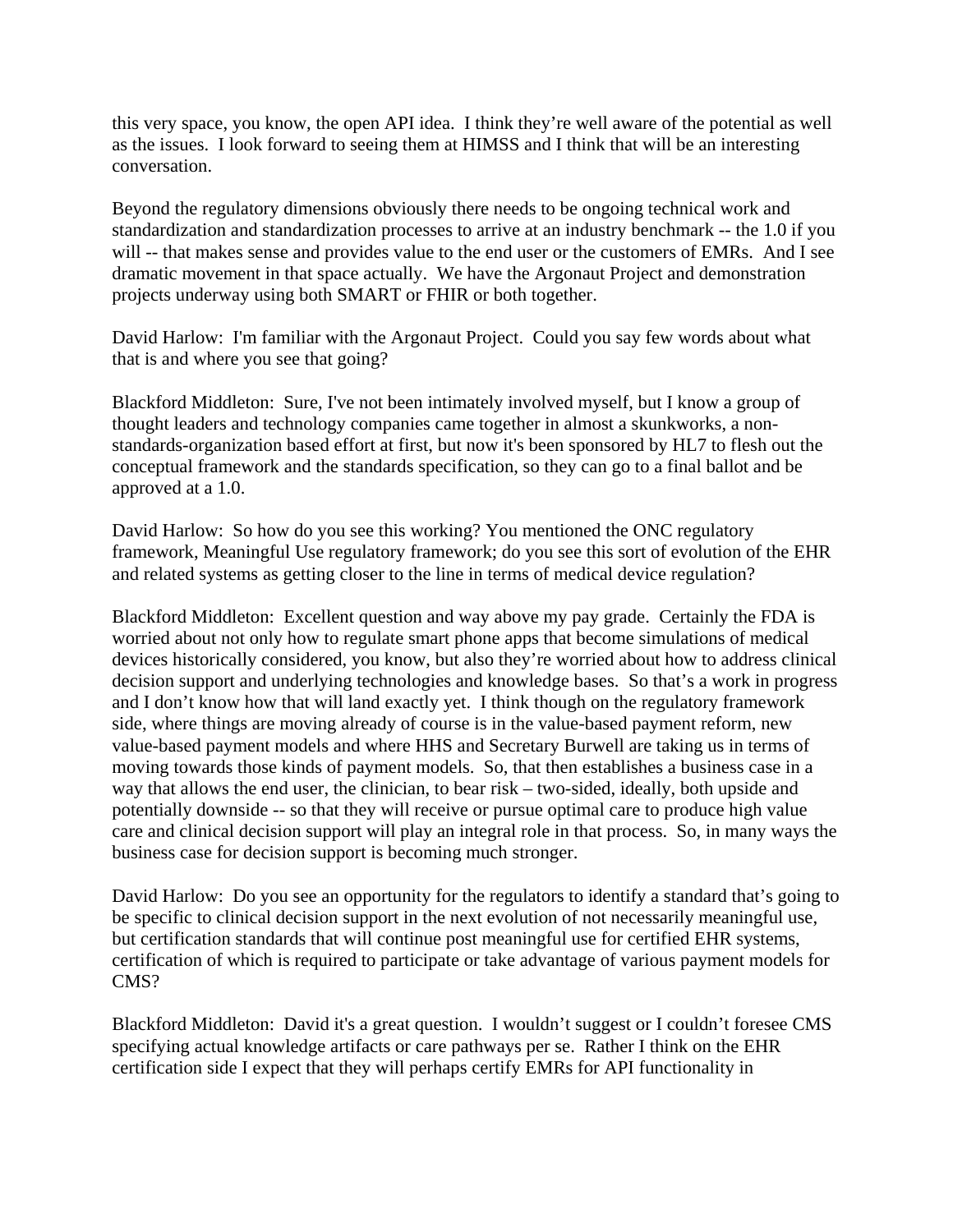this very space, you know, the open API idea. I think they're well aware of the potential as well as the issues. I look forward to seeing them at HIMSS and I think that will be an interesting conversation.

Beyond the regulatory dimensions obviously there needs to be ongoing technical work and standardization and standardization processes to arrive at an industry benchmark -- the 1.0 if you will -- that makes sense and provides value to the end user or the customers of EMRs. And I see dramatic movement in that space actually. We have the Argonaut Project and demonstration projects underway using both SMART or FHIR or both together.

David Harlow: I'm familiar with the Argonaut Project. Could you say few words about what that is and where you see that going?

Blackford Middleton: Sure, I've not been intimately involved myself, but I know a group of thought leaders and technology companies came together in almost a skunkworks, a non-standards-organization based effort at first, but now it's been sponsored by HL7 to flesh out the conceptual framework and the standards specification, so they can go to a final ballot and be approved at a 1.0.

David Harlow: So how do you see this working? You mentioned the ONC regulatory framework, Meaningful Use regulatory framework; do you see this sort of evolution of the EHR and related systems as getting closer to the line in terms of medical device regulation?

Blackford Middleton: Excellent question and way above my pay grade. Certainly the FDA is worried about not only how to regulate smart phone apps that become simulations of medical devices historically considered, you know, but also they're worried about how to address clinical decision support and underlying technologies and knowledge bases. So that's a work in progress and I don't know how that will land exactly yet. I think though on the regulatory framework side, where things are moving already of course is in the value-based payment reform, new value-based payment models and where HHS and Secretary Burwell are taking us in terms of moving towards those kinds of payment models. So, that then establishes a business case in a way that allows the end user, the clinician, to bear risk – two-sided, ideally, both upside and potentially downside -- so that they will receive or pursue optimal care to produce high value care and clinical decision support will play an integral role in that process. So, in many ways the business case for decision support is becoming much stronger.

David Harlow: Do you see an opportunity for the regulators to identify a standard that's going to be specific to clinical decision support in the next evolution of not necessarily meaningful use, but certification standards that will continue post meaningful use for certified EHR systems, certification of which is required to participate or take advantage of various payment models for CMS?

Blackford Middleton: David it's a great question. I wouldn't suggest or I couldn't foresee CMS specifying actual knowledge artifacts or care pathways per se. Rather I think on the EHR certification side I expect that they will perhaps certify EMRs for API functionality in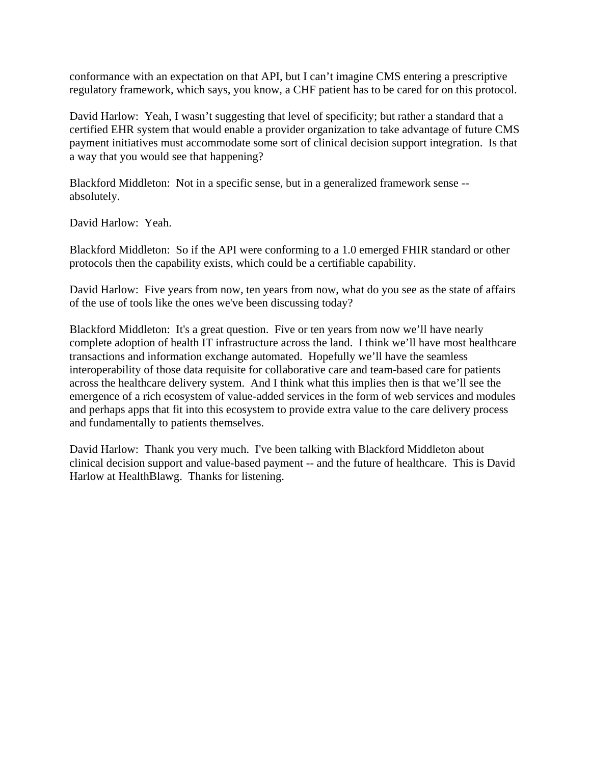conformance with an expectation on that API, but I can't imagine CMS entering a prescriptive regulatory framework, which says, you know, a CHF patient has to be cared for on this protocol.

David Harlow: Yeah, I wasn't suggesting that level of specificity; but rather a standard that a certified EHR system that would enable a provider organization to take advantage of future CMS payment initiatives must accommodate some sort of clinical decision support integration. Is that a way that you would see that happening?

Blackford Middleton: Not in a specific sense, but in a generalized framework sense -- absolutely.

David Harlow: Yeah.

Blackford Middleton: So if the API were conforming to a 1.0 emerged FHIR standard or other protocols then the capability exists, which could be a certifiable capability.

David Harlow: Five years from now, ten years from now, what do you see as the state of affairs of the use of tools like the ones we've been discussing today?

Blackford Middleton: It's a great question. Five or ten years from now we'll have nearly complete adoption of health IT infrastructure across the land. I think we'll have most healthcare transactions and information exchange automated. Hopefully we'll have the seamless interoperability of those data requisite for collaborative care and team-based care for patients across the healthcare delivery system. And I think what this implies then is that we'll see the emergence of a rich ecosystem of value-added services in the form of web services and modules and perhaps apps that fit into this ecosystem to provide extra value to the care delivery process and fundamentally to patients themselves.

David Harlow: Thank you very much. I've been talking with Blackford Middleton about clinical decision support and value-based payment -- and the future of healthcare. This is David Harlow at HealthBlawg. Thanks for listening.